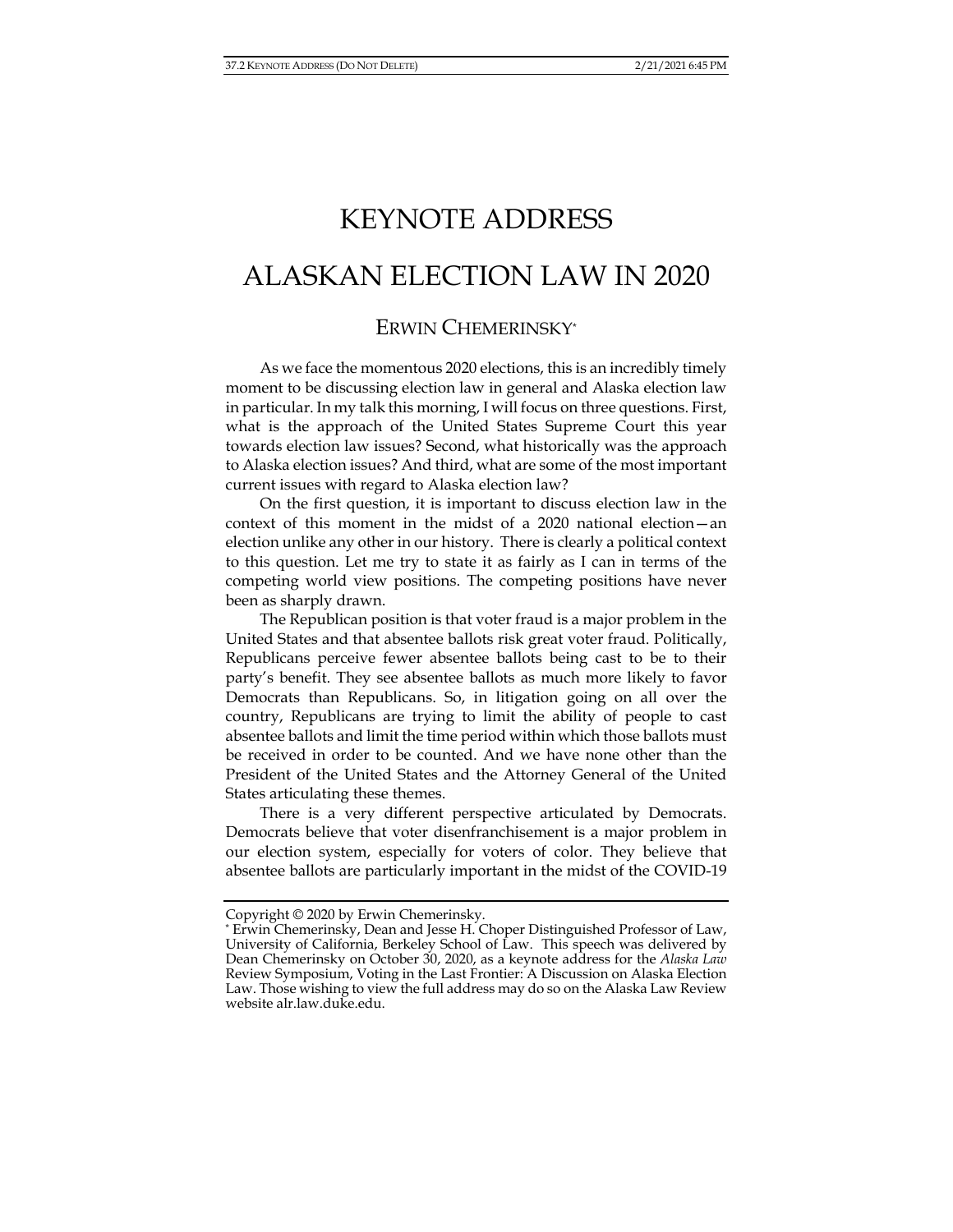# KEYNOTE ADDRESS

# ALASKAN ELECTION LAW IN 2020

## ERWIN CHEMERINSKY*

As we face the momentous 2020 elections, this is an incredibly timely moment to be discussing election law in general and Alaska election law in particular. In my talk this morning, I will focus on three questions. First, what is the approach of the United States Supreme Court this year towards election law issues? Second, what historically was the approach to Alaska election issues? And third, what are some of the most important current issues with regard to Alaska election law?

On the first question, it is important to discuss election law in the context of this moment in the midst of a 2020 national election—an election unlike any other in our history. There is clearly a political context to this question. Let me try to state it as fairly as I can in terms of the competing world view positions. The competing positions have never been as sharply drawn.

The Republican position is that voter fraud is a major problem in the United States and that absentee ballots risk great voter fraud. Politically, Republicans perceive fewer absentee ballots being cast to be to their party's benefit. They see absentee ballots as much more likely to favor Democrats than Republicans. So, in litigation going on all over the country, Republicans are trying to limit the ability of people to cast absentee ballots and limit the time period within which those ballots must be received in order to be counted. And we have none other than the President of the United States and the Attorney General of the United States articulating these themes.

There is a very different perspective articulated by Democrats. Democrats believe that voter disenfranchisement is a major problem in our election system, especially for voters of color. They believe that absentee ballots are particularly important in the midst of the COVID-19

---

Copyright © 2020 by Erwin Chemerinsky.

\* Erwin Chemerinsky, Dean and Jesse H. Choper Distinguished Professor of Law, University of California, Berkeley School of Law. This speech was delivered by Dean Chemerinsky on October 30, 2020, as a keynote address for the *Alaska Law* Review Symposium, Voting in the Last Frontier: A Discussion on Alaska Election Law. Those wishing to view the full address may do so on the Alaska Law Review website alr.law.duke.edu.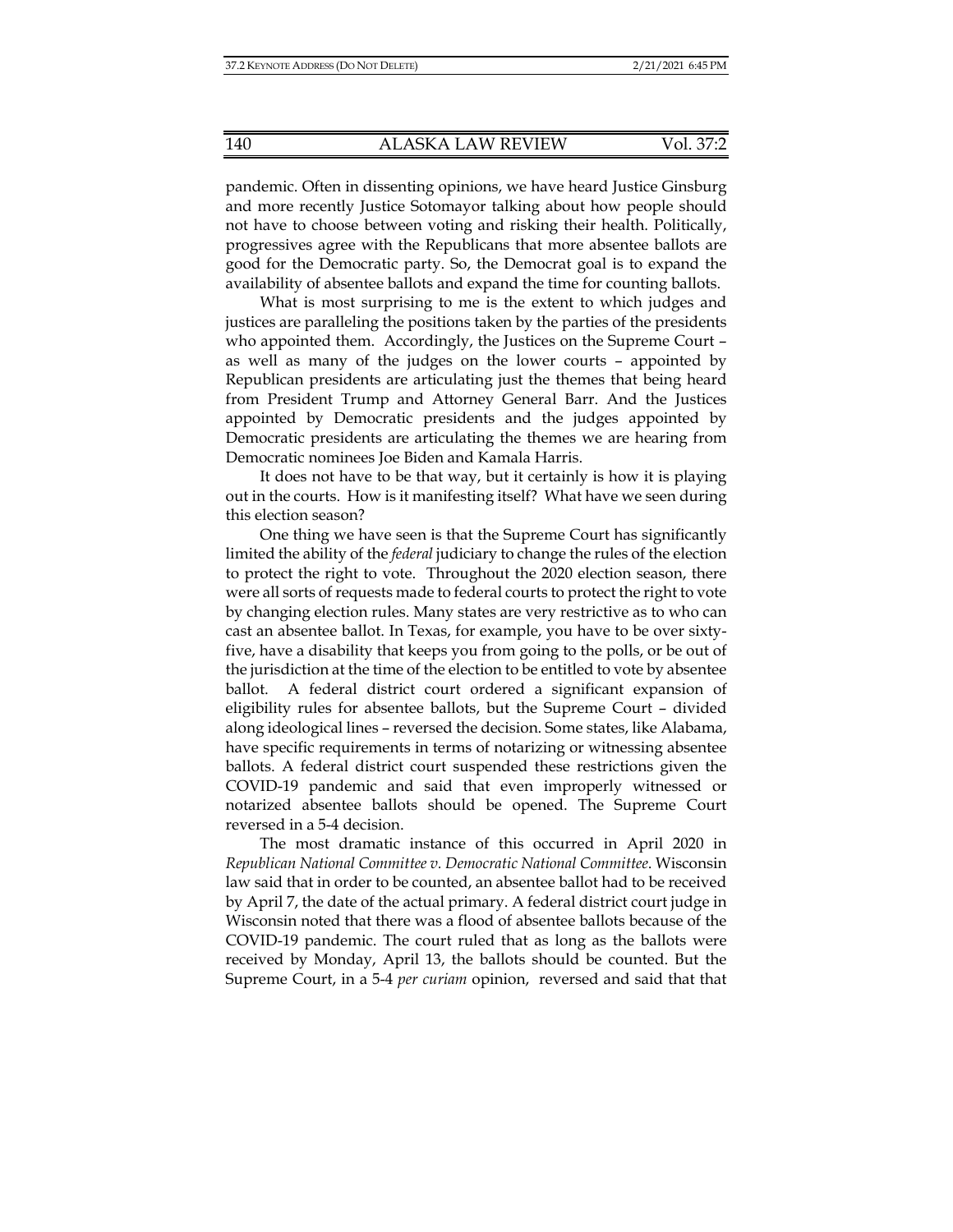pandemic. Often in dissenting opinions, we have heard Justice Ginsburg and more recently Justice Sotomayor talking about how people should not have to choose between voting and risking their health. Politically, progressives agree with the Republicans that more absentee ballots are good for the Democratic party. So, the Democrat goal is to expand the availability of absentee ballots and expand the time for counting ballots.

What is most surprising to me is the extent to which judges and justices are paralleling the positions taken by the parties of the presidents who appointed them. Accordingly, the Justices on the Supreme Court – as well as many of the judges on the lower courts – appointed by Republican presidents are articulating just the themes that being heard from President Trump and Attorney General Barr. And the Justices appointed by Democratic presidents and the judges appointed by Democratic presidents are articulating the themes we are hearing from Democratic nominees Joe Biden and Kamala Harris.

It does not have to be that way, but it certainly is how it is playing out in the courts. How is it manifesting itself? What have we seen during this election season?

One thing we have seen is that the Supreme Court has significantly limited the ability of the *federal* judiciary to change the rules of the election to protect the right to vote. Throughout the 2020 election season, there were all sorts of requests made to federal courts to protect the right to vote by changing election rules. Many states are very restrictive as to who can cast an absentee ballot. In Texas, for example, you have to be over sixty-five, have a disability that keeps you from going to the polls, or be out of the jurisdiction at the time of the election to be entitled to vote by absentee ballot. A federal district court ordered a significant expansion of eligibility rules for absentee ballots, but the Supreme Court – divided along ideological lines – reversed the decision. Some states, like Alabama, have specific requirements in terms of notarizing or witnessing absentee ballots. A federal district court suspended these restrictions given the COVID-19 pandemic and said that even improperly witnessed or notarized absentee ballots should be opened. The Supreme Court reversed in a 5-4 decision.

The most dramatic instance of this occurred in April 2020 in *Republican National Committee v. Democratic National Committee*. Wisconsin law said that in order to be counted, an absentee ballot had to be received by April 7, the date of the actual primary. A federal district court judge in Wisconsin noted that there was a flood of absentee ballots because of the COVID-19 pandemic. The court ruled that as long as the ballots were received by Monday, April 13, the ballots should be counted. But the Supreme Court, in a 5-4 *per curiam* opinion, reversed and said that that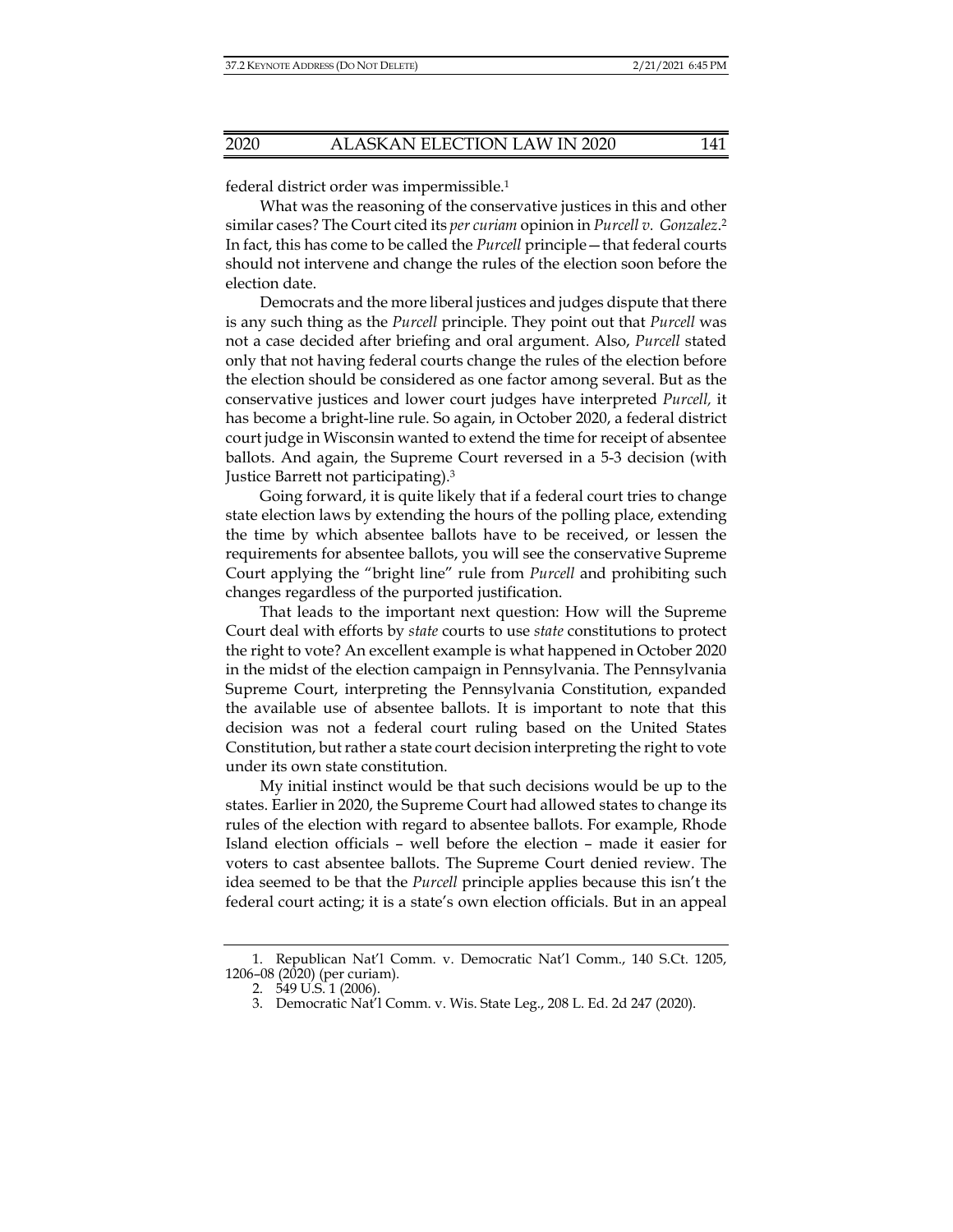federal district order was impermissible.[1]

What was the reasoning of the conservative justices in this and other similar cases? The Court cited its *per curiam* opinion in *Purcell v. Gonzalez*.[2] In fact, this has come to be called the *Purcell* principle—that federal courts should not intervene and change the rules of the election soon before the election date.

Democrats and the more liberal justices and judges dispute that there is any such thing as the *Purcell* principle. They point out that *Purcell* was not a case decided after briefing and oral argument. Also, *Purcell* stated only that not having federal courts change the rules of the election before the election should be considered as one factor among several. But as the conservative justices and lower court judges have interpreted *Purcell,* it has become a bright-line rule. So again, in October 2020, a federal district court judge in Wisconsin wanted to extend the time for receipt of absentee ballots. And again, the Supreme Court reversed in a 5-3 decision (with Justice Barrett not participating).[3]

Going forward, it is quite likely that if a federal court tries to change state election laws by extending the hours of the polling place, extending the time by which absentee ballots have to be received, or lessen the requirements for absentee ballots, you will see the conservative Supreme Court applying the "bright line" rule from *Purcell* and prohibiting such changes regardless of the purported justification.

That leads to the important next question: How will the Supreme Court deal with efforts by *state* courts to use *state* constitutions to protect the right to vote? An excellent example is what happened in October 2020 in the midst of the election campaign in Pennsylvania. The Pennsylvania Supreme Court, interpreting the Pennsylvania Constitution, expanded the available use of absentee ballots. It is important to note that this decision was not a federal court ruling based on the United States Constitution, but rather a state court decision interpreting the right to vote under its own state constitution.

My initial instinct would be that such decisions would be up to the states. Earlier in 2020, the Supreme Court had allowed states to change its rules of the election with regard to absentee ballots. For example, Rhode Island election officials – well before the election – made it easier for voters to cast absentee ballots. The Supreme Court denied review. The idea seemed to be that the *Purcell* principle applies because this isn't the federal court acting; it is a state's own election officials. But in an appeal

---

1. Republican Nat'l Comm. v. Democratic Nat'l Comm., 140 S.Ct. 1205, 1206–08 (2020) (per curiam).
2. 549 U.S. 1 (2006).
3. Democratic Nat'l Comm. v. Wis. State Leg., 208 L. Ed. 2d 247 (2020).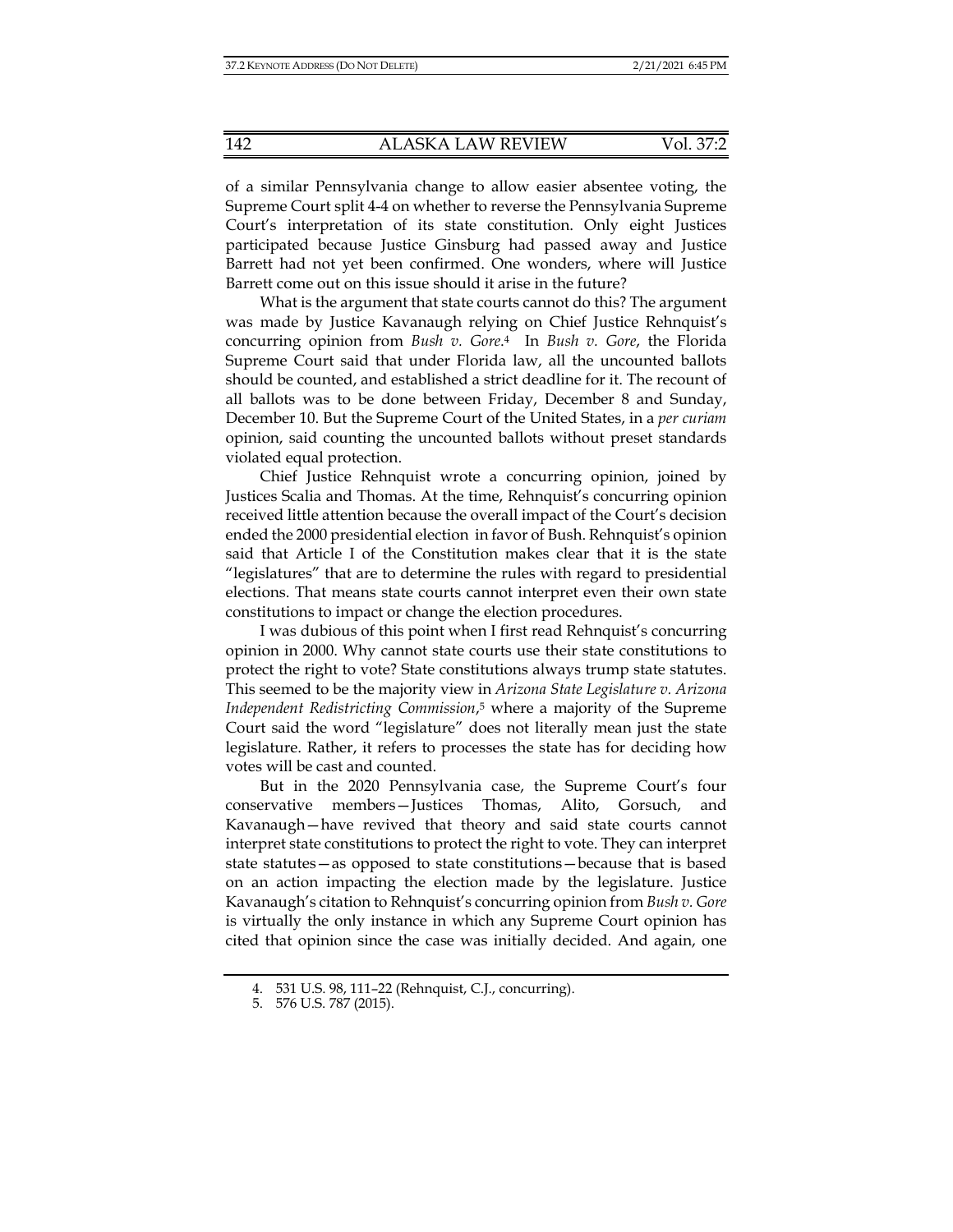of a similar Pennsylvania change to allow easier absentee voting, the Supreme Court split 4-4 on whether to reverse the Pennsylvania Supreme Court's interpretation of its state constitution. Only eight Justices participated because Justice Ginsburg had passed away and Justice Barrett had not yet been confirmed. One wonders, where will Justice Barrett come out on this issue should it arise in the future?

What is the argument that state courts cannot do this? The argument was made by Justice Kavanaugh relying on Chief Justice Rehnquist's concurring opinion from *Bush v. Gore*.[4] In *Bush v. Gore*, the Florida Supreme Court said that under Florida law, all the uncounted ballots should be counted, and established a strict deadline for it. The recount of all ballots was to be done between Friday, December 8 and Sunday, December 10. But the Supreme Court of the United States, in a *per curiam* opinion, said counting the uncounted ballots without preset standards violated equal protection.

Chief Justice Rehnquist wrote a concurring opinion, joined by Justices Scalia and Thomas. At the time, Rehnquist's concurring opinion received little attention because the overall impact of the Court's decision ended the 2000 presidential election in favor of Bush. Rehnquist's opinion said that Article I of the Constitution makes clear that it is the state "legislatures" that are to determine the rules with regard to presidential elections. That means state courts cannot interpret even their own state constitutions to impact or change the election procedures.

I was dubious of this point when I first read Rehnquist's concurring opinion in 2000. Why cannot state courts use their state constitutions to protect the right to vote? State constitutions always trump state statutes. This seemed to be the majority view in *Arizona State Legislature v. Arizona Independent Redistricting Commission*,[5] where a majority of the Supreme Court said the word "legislature" does not literally mean just the state legislature. Rather, it refers to processes the state has for deciding how votes will be cast and counted.

But in the 2020 Pennsylvania case, the Supreme Court's four conservative members—Justices Thomas, Alito, Gorsuch, and Kavanaugh—have revived that theory and said state courts cannot interpret state constitutions to protect the right to vote. They can interpret state statutes—as opposed to state constitutions—because that is based on an action impacting the election made by the legislature. Justice Kavanaugh's citation to Rehnquist's concurring opinion from *Bush v. Gore* is virtually the only instance in which any Supreme Court opinion has cited that opinion since the case was initially decided. And again, one

4. 531 U.S. 98, 111–22 (Rehnquist, C.J., concurring).

5. 576 U.S. 787 (2015).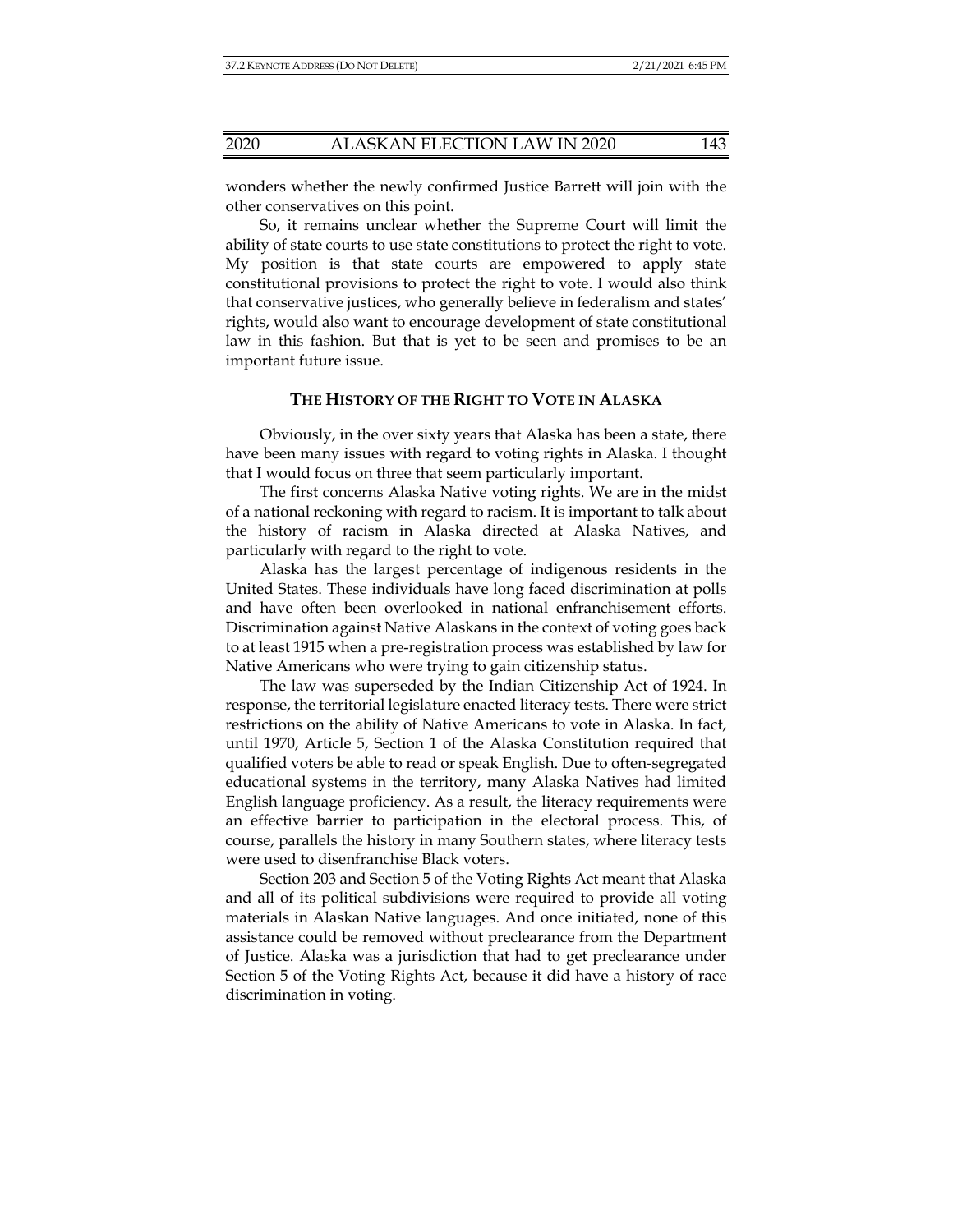wonders whether the newly confirmed Justice Barrett will join with the other conservatives on this point.

So, it remains unclear whether the Supreme Court will limit the ability of state courts to use state constitutions to protect the right to vote. My position is that state courts are empowered to apply state constitutional provisions to protect the right to vote. I would also think that conservative justices, who generally believe in federalism and states' rights, would also want to encourage development of state constitutional law in this fashion. But that is yet to be seen and promises to be an important future issue.

## THE HISTORY OF THE RIGHT TO VOTE IN ALASKA

Obviously, in the over sixty years that Alaska has been a state, there have been many issues with regard to voting rights in Alaska. I thought that I would focus on three that seem particularly important.

The first concerns Alaska Native voting rights. We are in the midst of a national reckoning with regard to racism. It is important to talk about the history of racism in Alaska directed at Alaska Natives, and particularly with regard to the right to vote.

Alaska has the largest percentage of indigenous residents in the United States. These individuals have long faced discrimination at polls and have often been overlooked in national enfranchisement efforts. Discrimination against Native Alaskans in the context of voting goes back to at least 1915 when a pre-registration process was established by law for Native Americans who were trying to gain citizenship status.

The law was superseded by the Indian Citizenship Act of 1924. In response, the territorial legislature enacted literacy tests. There were strict restrictions on the ability of Native Americans to vote in Alaska. In fact, until 1970, Article 5, Section 1 of the Alaska Constitution required that qualified voters be able to read or speak English. Due to often-segregated educational systems in the territory, many Alaska Natives had limited English language proficiency. As a result, the literacy requirements were an effective barrier to participation in the electoral process. This, of course, parallels the history in many Southern states, where literacy tests were used to disenfranchise Black voters.

Section 203 and Section 5 of the Voting Rights Act meant that Alaska and all of its political subdivisions were required to provide all voting materials in Alaskan Native languages. And once initiated, none of this assistance could be removed without preclearance from the Department of Justice. Alaska was a jurisdiction that had to get preclearance under Section 5 of the Voting Rights Act, because it did have a history of race discrimination in voting.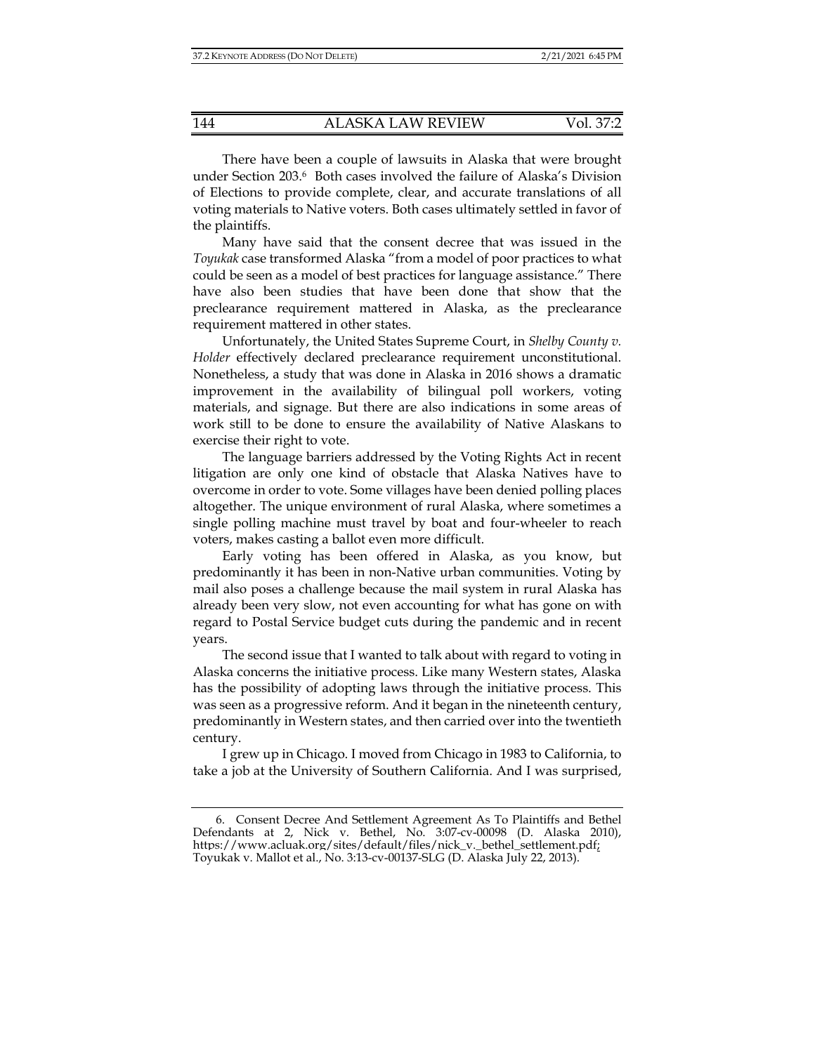There have been a couple of lawsuits in Alaska that were brought under Section 203.[6] Both cases involved the failure of Alaska's Division of Elections to provide complete, clear, and accurate translations of all voting materials to Native voters. Both cases ultimately settled in favor of the plaintiffs.

Many have said that the consent decree that was issued in the *Toyukak* case transformed Alaska "from a model of poor practices to what could be seen as a model of best practices for language assistance." There have also been studies that have been done that show that the preclearance requirement mattered in Alaska, as the preclearance requirement mattered in other states.

Unfortunately, the United States Supreme Court, in *Shelby County v. Holder* effectively declared preclearance requirement unconstitutional. Nonetheless, a study that was done in Alaska in 2016 shows a dramatic improvement in the availability of bilingual poll workers, voting materials, and signage. But there are also indications in some areas of work still to be done to ensure the availability of Native Alaskans to exercise their right to vote.

The language barriers addressed by the Voting Rights Act in recent litigation are only one kind of obstacle that Alaska Natives have to overcome in order to vote. Some villages have been denied polling places altogether. The unique environment of rural Alaska, where sometimes a single polling machine must travel by boat and four-wheeler to reach voters, makes casting a ballot even more difficult.

Early voting has been offered in Alaska, as you know, but predominantly it has been in non-Native urban communities. Voting by mail also poses a challenge because the mail system in rural Alaska has already been very slow, not even accounting for what has gone on with regard to Postal Service budget cuts during the pandemic and in recent years.

The second issue that I wanted to talk about with regard to voting in Alaska concerns the initiative process. Like many Western states, Alaska has the possibility of adopting laws through the initiative process. This was seen as a progressive reform. And it began in the nineteenth century, predominantly in Western states, and then carried over into the twentieth century.

I grew up in Chicago. I moved from Chicago in 1983 to California, to take a job at the University of Southern California. And I was surprised,

---

6. Consent Decree And Settlement Agreement As To Plaintiffs and Bethel Defendants at 2, Nick v. Bethel, No. 3:07-cv-00098 (D. Alaska 2010), https://www.acluak.org/sites/default/files/nick_v._bethel_settlement.pdf; Toyukak v. Mallot et al., No. 3:13-cv-00137-SLG (D. Alaska July 22, 2013).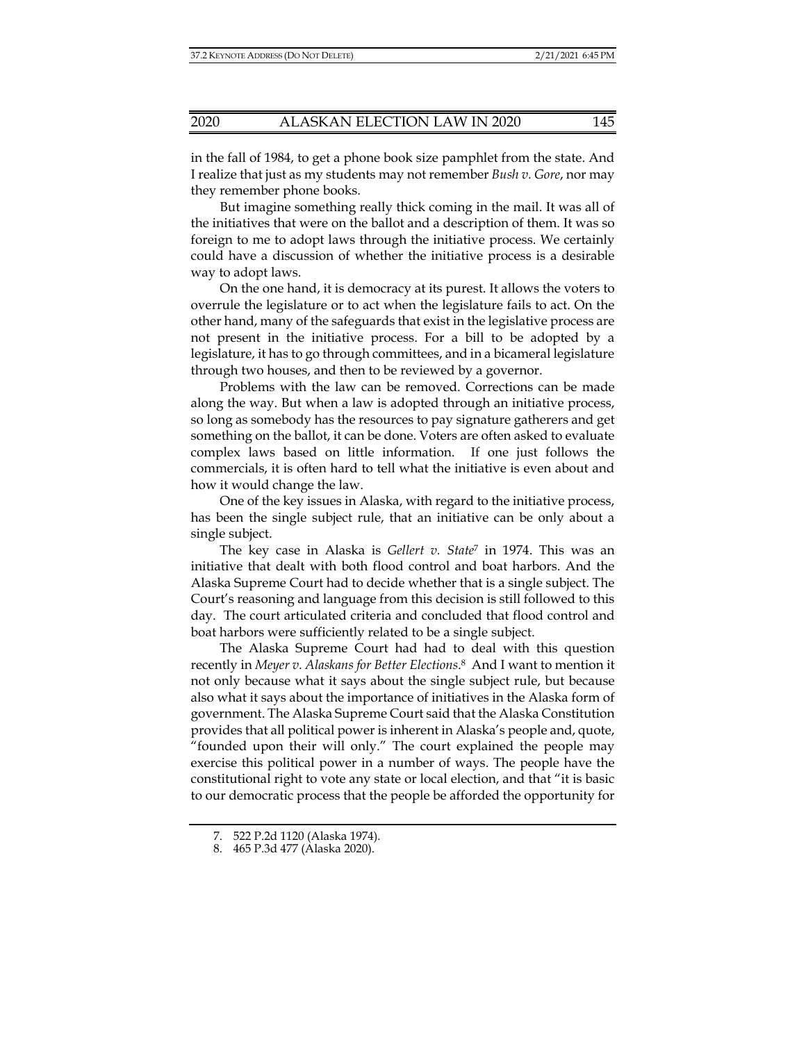in the fall of 1984, to get a phone book size pamphlet from the state. And I realize that just as my students may not remember *Bush v. Gore*, nor may they remember phone books.

But imagine something really thick coming in the mail. It was all of the initiatives that were on the ballot and a description of them. It was so foreign to me to adopt laws through the initiative process. We certainly could have a discussion of whether the initiative process is a desirable way to adopt laws.

On the one hand, it is democracy at its purest. It allows the voters to overrule the legislature or to act when the legislature fails to act. On the other hand, many of the safeguards that exist in the legislative process are not present in the initiative process. For a bill to be adopted by a legislature, it has to go through committees, and in a bicameral legislature through two houses, and then to be reviewed by a governor.

Problems with the law can be removed. Corrections can be made along the way. But when a law is adopted through an initiative process, so long as somebody has the resources to pay signature gatherers and get something on the ballot, it can be done. Voters are often asked to evaluate complex laws based on little information. If one just follows the commercials, it is often hard to tell what the initiative is even about and how it would change the law.

One of the key issues in Alaska, with regard to the initiative process, has been the single subject rule, that an initiative can be only about a single subject.

The key case in Alaska is *Gellert v. State*[7] in 1974. This was an initiative that dealt with both flood control and boat harbors. And the Alaska Supreme Court had to decide whether that is a single subject. The Court's reasoning and language from this decision is still followed to this day. The court articulated criteria and concluded that flood control and boat harbors were sufficiently related to be a single subject.

The Alaska Supreme Court had had to deal with this question recently in *Meyer v. Alaskans for Better Elections*.[8] And I want to mention it not only because what it says about the single subject rule, but because also what it says about the importance of initiatives in the Alaska form of government. The Alaska Supreme Court said that the Alaska Constitution provides that all political power is inherent in Alaska's people and, quote, "founded upon their will only." The court explained the people may exercise this political power in a number of ways. The people have the constitutional right to vote any state or local election, and that "it is basic to our democratic process that the people be afforded the opportunity for

7. 522 P.2d 1120 (Alaska 1974).
8. 465 P.3d 477 (Alaska 2020).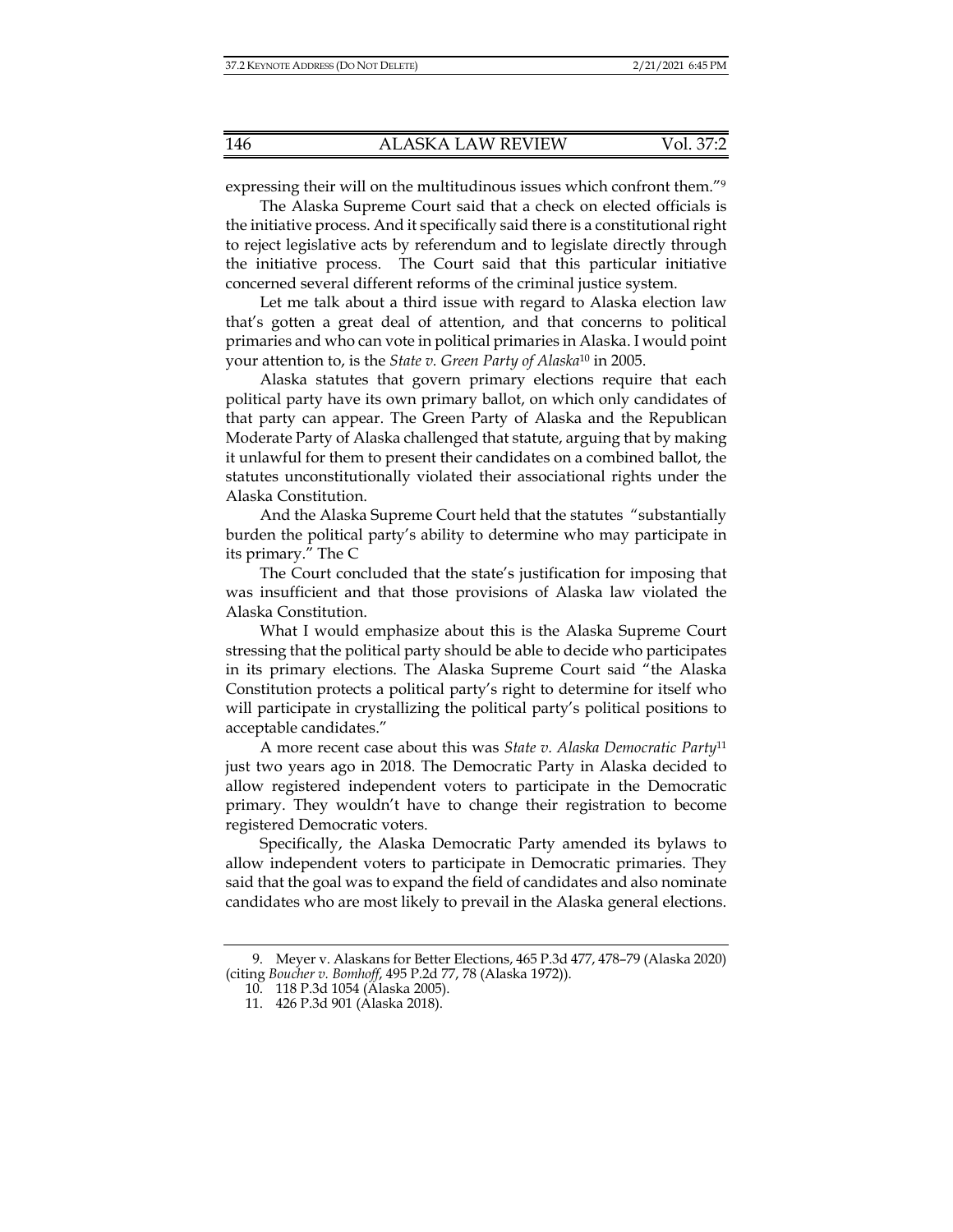expressing their will on the multitudinous issues which confront them."[9]

The Alaska Supreme Court said that a check on elected officials is the initiative process. And it specifically said there is a constitutional right to reject legislative acts by referendum and to legislate directly through the initiative process. The Court said that this particular initiative concerned several different reforms of the criminal justice system.

Let me talk about a third issue with regard to Alaska election law that's gotten a great deal of attention, and that concerns to political primaries and who can vote in political primaries in Alaska. I would point your attention to, is the *State v. Green Party of Alaska*[10] in 2005.

Alaska statutes that govern primary elections require that each political party have its own primary ballot, on which only candidates of that party can appear. The Green Party of Alaska and the Republican Moderate Party of Alaska challenged that statute, arguing that by making it unlawful for them to present their candidates on a combined ballot, the statutes unconstitutionally violated their associational rights under the Alaska Constitution.

And the Alaska Supreme Court held that the statutes "substantially burden the political party's ability to determine who may participate in its primary." The C

The Court concluded that the state's justification for imposing that was insufficient and that those provisions of Alaska law violated the Alaska Constitution.

What I would emphasize about this is the Alaska Supreme Court stressing that the political party should be able to decide who participates in its primary elections. The Alaska Supreme Court said "the Alaska Constitution protects a political party's right to determine for itself who will participate in crystallizing the political party's political positions to acceptable candidates."

A more recent case about this was *State v. Alaska Democratic Party*[11] just two years ago in 2018. The Democratic Party in Alaska decided to allow registered independent voters to participate in the Democratic primary. They wouldn't have to change their registration to become registered Democratic voters.

Specifically, the Alaska Democratic Party amended its bylaws to allow independent voters to participate in Democratic primaries. They said that the goal was to expand the field of candidates and also nominate candidates who are most likely to prevail in the Alaska general elections.

---

9. Meyer v. Alaskans for Better Elections, 465 P.3d 477, 478–79 (Alaska 2020) (citing *Boucher v. Bomhoff*, 495 P.2d 77, 78 (Alaska 1972)).

10. 118 P.3d 1054 (Alaska 2005).

11. 426 P.3d 901 (Alaska 2018).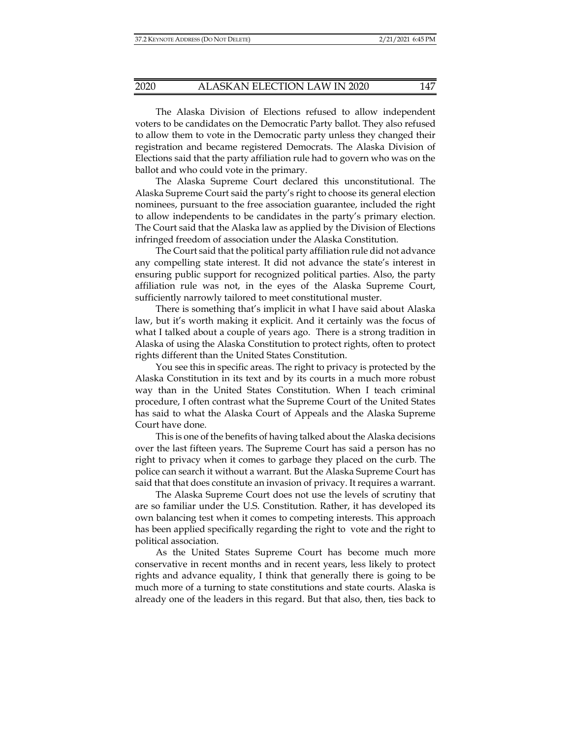The Alaska Division of Elections refused to allow independent voters to be candidates on the Democratic Party ballot. They also refused to allow them to vote in the Democratic party unless they changed their registration and became registered Democrats. The Alaska Division of Elections said that the party affiliation rule had to govern who was on the ballot and who could vote in the primary.

The Alaska Supreme Court declared this unconstitutional. The Alaska Supreme Court said the party's right to choose its general election nominees, pursuant to the free association guarantee, included the right to allow independents to be candidates in the party's primary election. The Court said that the Alaska law as applied by the Division of Elections infringed freedom of association under the Alaska Constitution.

The Court said that the political party affiliation rule did not advance any compelling state interest. It did not advance the state's interest in ensuring public support for recognized political parties. Also, the party affiliation rule was not, in the eyes of the Alaska Supreme Court, sufficiently narrowly tailored to meet constitutional muster.

There is something that's implicit in what I have said about Alaska law, but it's worth making it explicit. And it certainly was the focus of what I talked about a couple of years ago. There is a strong tradition in Alaska of using the Alaska Constitution to protect rights, often to protect rights different than the United States Constitution.

You see this in specific areas. The right to privacy is protected by the Alaska Constitution in its text and by its courts in a much more robust way than in the United States Constitution. When I teach criminal procedure, I often contrast what the Supreme Court of the United States has said to what the Alaska Court of Appeals and the Alaska Supreme Court have done.

This is one of the benefits of having talked about the Alaska decisions over the last fifteen years. The Supreme Court has said a person has no right to privacy when it comes to garbage they placed on the curb. The police can search it without a warrant. But the Alaska Supreme Court has said that that does constitute an invasion of privacy. It requires a warrant.

The Alaska Supreme Court does not use the levels of scrutiny that are so familiar under the U.S. Constitution. Rather, it has developed its own balancing test when it comes to competing interests. This approach has been applied specifically regarding the right to vote and the right to political association.

As the United States Supreme Court has become much more conservative in recent months and in recent years, less likely to protect rights and advance equality, I think that generally there is going to be much more of a turning to state constitutions and state courts. Alaska is already one of the leaders in this regard. But that also, then, ties back to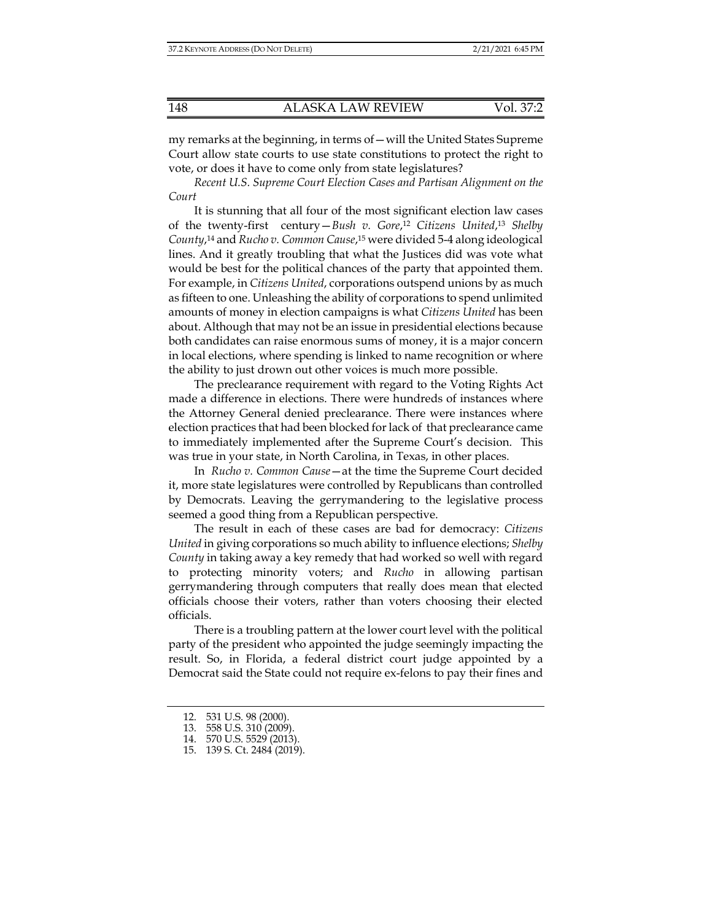my remarks at the beginning, in terms of—will the United States Supreme Court allow state courts to use state constitutions to protect the right to vote, or does it have to come only from state legislatures?

*Recent U.S. Supreme Court Election Cases and Partisan Alignment on the Court*

It is stunning that all four of the most significant election law cases of the twenty-first century—*Bush v. Gore*,[12] *Citizens United*,[13] *Shelby County*,[14] and *Rucho v. Common Cause*,[15] were divided 5-4 along ideological lines. And it greatly troubling that what the Justices did was vote what would be best for the political chances of the party that appointed them. For example, in *Citizens United*, corporations outspend unions by as much as fifteen to one. Unleashing the ability of corporations to spend unlimited amounts of money in election campaigns is what *Citizens United* has been about. Although that may not be an issue in presidential elections because both candidates can raise enormous sums of money, it is a major concern in local elections, where spending is linked to name recognition or where the ability to just drown out other voices is much more possible.

The preclearance requirement with regard to the Voting Rights Act made a difference in elections. There were hundreds of instances where the Attorney General denied preclearance. There were instances where election practices that had been blocked for lack of that preclearance came to immediately implemented after the Supreme Court's decision. This was true in your state, in North Carolina, in Texas, in other places.

In *Rucho v. Common Cause*—at the time the Supreme Court decided it, more state legislatures were controlled by Republicans than controlled by Democrats. Leaving the gerrymandering to the legislative process seemed a good thing from a Republican perspective.

The result in each of these cases are bad for democracy: *Citizens United* in giving corporations so much ability to influence elections; *Shelby County* in taking away a key remedy that had worked so well with regard to protecting minority voters; and *Rucho* in allowing partisan gerrymandering through computers that really does mean that elected officials choose their voters, rather than voters choosing their elected officials.

There is a troubling pattern at the lower court level with the political party of the president who appointed the judge seemingly impacting the result. So, in Florida, a federal district court judge appointed by a Democrat said the State could not require ex-felons to pay their fines and

---

12. 531 U.S. 98 (2000).
13. 558 U.S. 310 (2009).
14. 570 U.S. 5529 (2013).
15. 139 S. Ct. 2484 (2019).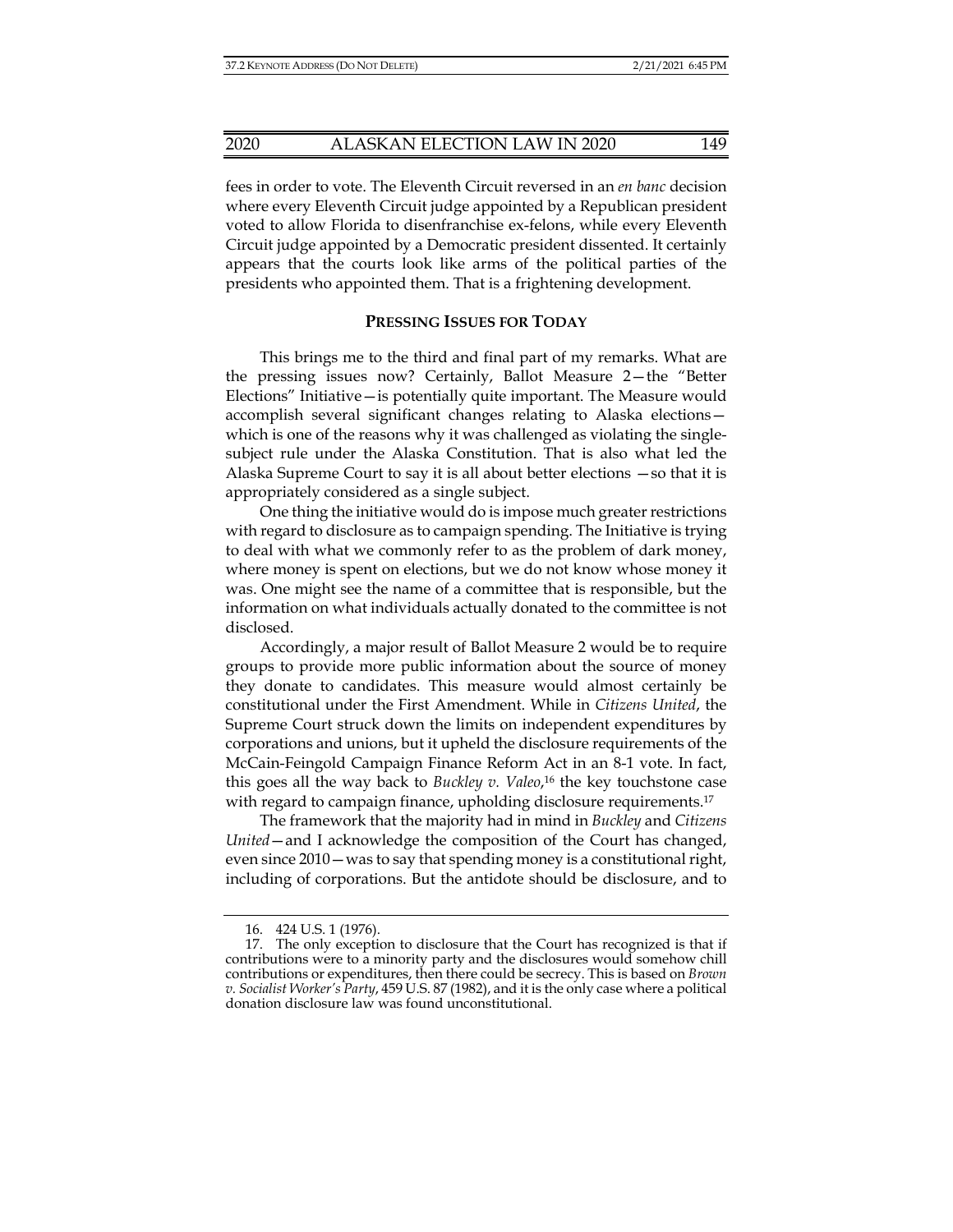fees in order to vote. The Eleventh Circuit reversed in an *en banc* decision where every Eleventh Circuit judge appointed by a Republican president voted to allow Florida to disenfranchise ex-felons, while every Eleventh Circuit judge appointed by a Democratic president dissented. It certainly appears that the courts look like arms of the political parties of the presidents who appointed them. That is a frightening development.

## PRESSING ISSUES FOR TODAY

This brings me to the third and final part of my remarks. What are the pressing issues now? Certainly, Ballot Measure 2—the "Better Elections" Initiative—is potentially quite important. The Measure would accomplish several significant changes relating to Alaska elections—which is one of the reasons why it was challenged as violating the single-subject rule under the Alaska Constitution. That is also what led the Alaska Supreme Court to say it is all about better elections —so that it is appropriately considered as a single subject.

One thing the initiative would do is impose much greater restrictions with regard to disclosure as to campaign spending. The Initiative is trying to deal with what we commonly refer to as the problem of dark money, where money is spent on elections, but we do not know whose money it was. One might see the name of a committee that is responsible, but the information on what individuals actually donated to the committee is not disclosed.

Accordingly, a major result of Ballot Measure 2 would be to require groups to provide more public information about the source of money they donate to candidates. This measure would almost certainly be constitutional under the First Amendment. While in *Citizens United*, the Supreme Court struck down the limits on independent expenditures by corporations and unions, but it upheld the disclosure requirements of the McCain-Feingold Campaign Finance Reform Act in an 8-1 vote. In fact, this goes all the way back to *Buckley v. Valeo*,[16] the key touchstone case with regard to campaign finance, upholding disclosure requirements.[17]

The framework that the majority had in mind in *Buckley* and *Citizens United*—and I acknowledge the composition of the Court has changed, even since 2010—was to say that spending money is a constitutional right, including of corporations. But the antidote should be disclosure, and to

---

16. 424 U.S. 1 (1976).

17. The only exception to disclosure that the Court has recognized is that if contributions were to a minority party and the disclosures would somehow chill contributions or expenditures, then there could be secrecy. This is based on *Brown v. Socialist Worker's Party*, 459 U.S. 87 (1982), and it is the only case where a political donation disclosure law was found unconstitutional.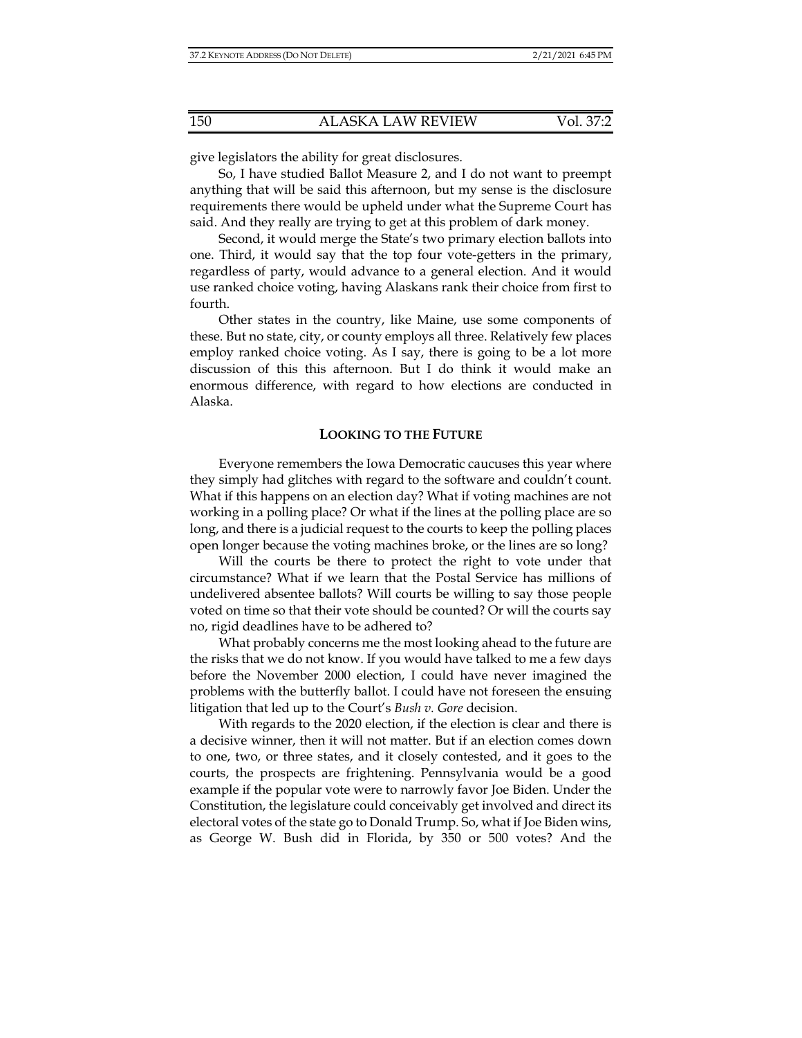give legislators the ability for great disclosures.

So, I have studied Ballot Measure 2, and I do not want to preempt anything that will be said this afternoon, but my sense is the disclosure requirements there would be upheld under what the Supreme Court has said. And they really are trying to get at this problem of dark money.

Second, it would merge the State's two primary election ballots into one. Third, it would say that the top four vote-getters in the primary, regardless of party, would advance to a general election. And it would use ranked choice voting, having Alaskans rank their choice from first to fourth.

Other states in the country, like Maine, use some components of these. But no state, city, or county employs all three. Relatively few places employ ranked choice voting. As I say, there is going to be a lot more discussion of this this afternoon. But I do think it would make an enormous difference, with regard to how elections are conducted in Alaska.

## LOOKING TO THE FUTURE

Everyone remembers the Iowa Democratic caucuses this year where they simply had glitches with regard to the software and couldn't count. What if this happens on an election day? What if voting machines are not working in a polling place? Or what if the lines at the polling place are so long, and there is a judicial request to the courts to keep the polling places open longer because the voting machines broke, or the lines are so long?

Will the courts be there to protect the right to vote under that circumstance? What if we learn that the Postal Service has millions of undelivered absentee ballots? Will courts be willing to say those people voted on time so that their vote should be counted? Or will the courts say no, rigid deadlines have to be adhered to?

What probably concerns me the most looking ahead to the future are the risks that we do not know. If you would have talked to me a few days before the November 2000 election, I could have never imagined the problems with the butterfly ballot. I could have not foreseen the ensuing litigation that led up to the Court's *Bush v. Gore* decision.

With regards to the 2020 election, if the election is clear and there is a decisive winner, then it will not matter. But if an election comes down to one, two, or three states, and it closely contested, and it goes to the courts, the prospects are frightening. Pennsylvania would be a good example if the popular vote were to narrowly favor Joe Biden. Under the Constitution, the legislature could conceivably get involved and direct its electoral votes of the state go to Donald Trump. So, what if Joe Biden wins, as George W. Bush did in Florida, by 350 or 500 votes? And the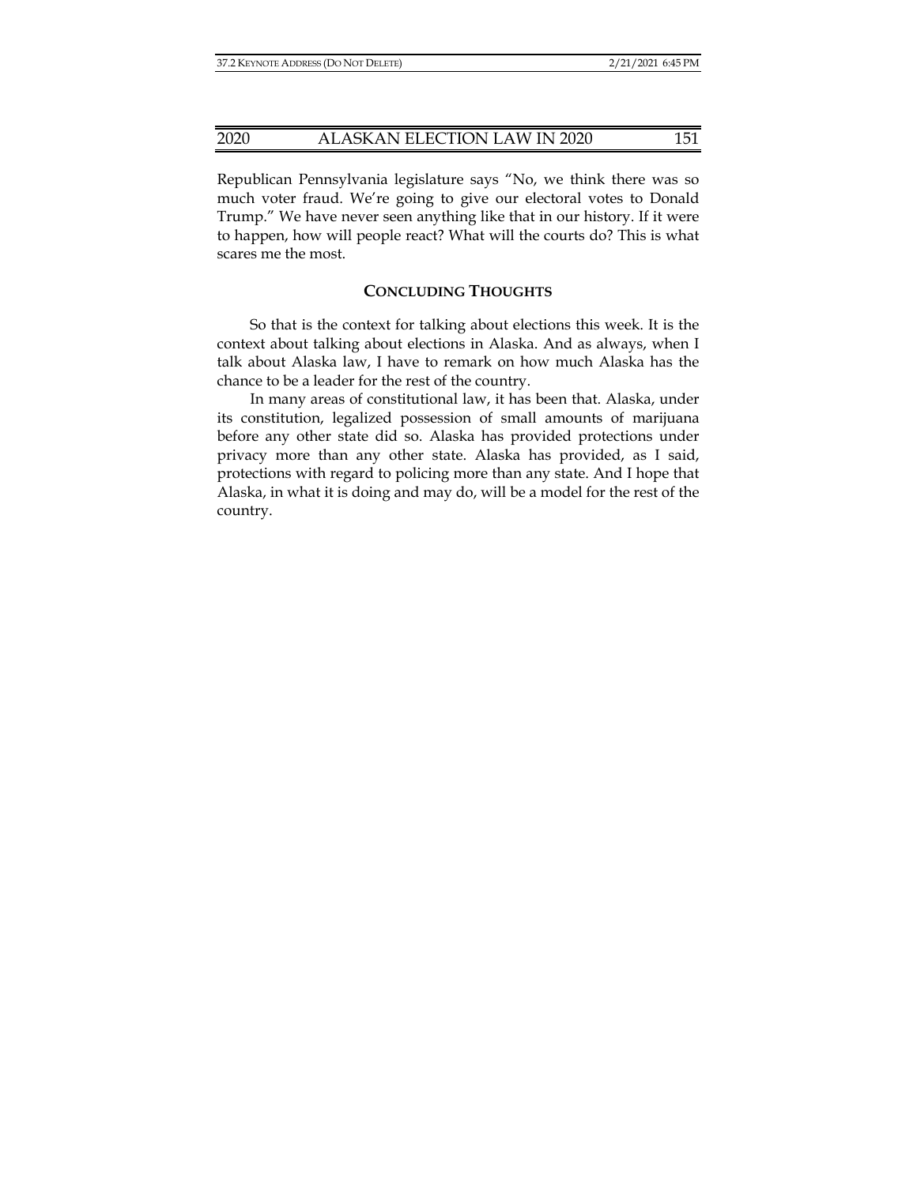Republican Pennsylvania legislature says "No, we think there was so much voter fraud. We're going to give our electoral votes to Donald Trump." We have never seen anything like that in our history. If it were to happen, how will people react? What will the courts do? This is what scares me the most.

## CONCLUDING THOUGHTS

So that is the context for talking about elections this week. It is the context about talking about elections in Alaska. And as always, when I talk about Alaska law, I have to remark on how much Alaska has the chance to be a leader for the rest of the country.

In many areas of constitutional law, it has been that. Alaska, under its constitution, legalized possession of small amounts of marijuana before any other state did so. Alaska has provided protections under privacy more than any other state. Alaska has provided, as I said, protections with regard to policing more than any state. And I hope that Alaska, in what it is doing and may do, will be a model for the rest of the country.